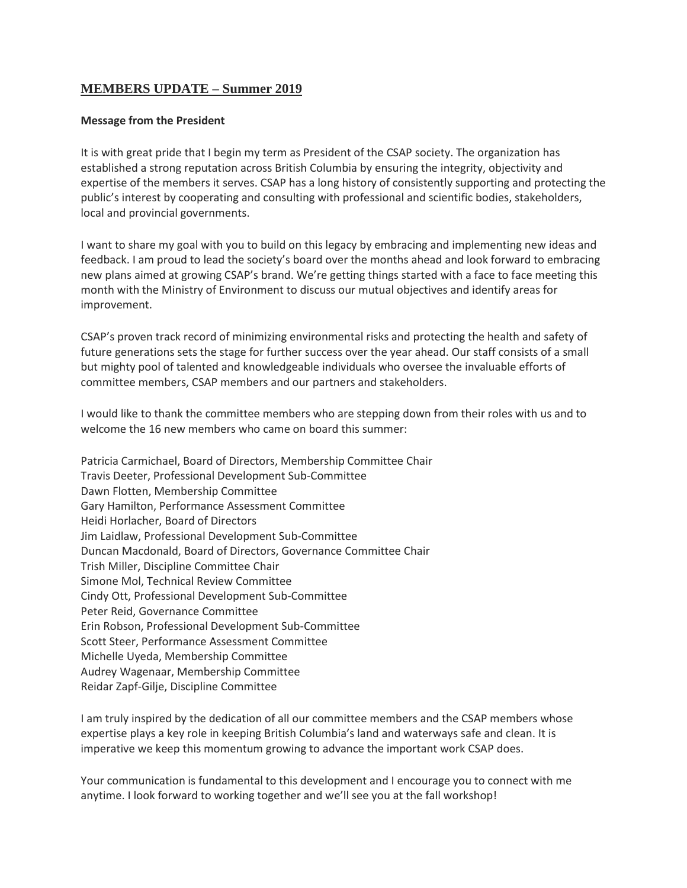# MEMBERS UPDATE – Summer 2019

**Message from the President**

It is with great pride that I begin my term as President of the CSAP society. The organization has established a strong reputation across British Columbia by ensuring the integrity, objectivity and expertise of the members it serves. CSAP has a long history of consistently supporting and protecting the public's interest by cooperating and consulting with professional and scientific bodies, stakeholders, local and provincial governments.

I want to share my goal with you to build on this legacy by embracing and implementing new ideas and feedback. I am proud to lead the society's board over the months ahead and look forward to embracing new plans aimed at growing CSAP's brand. We're getting things started with a face to face meeting this month with the Ministry of Environment to discuss our mutual objectives and identify areas for improvement.

CSAP's proven track record of minimizing environmental risks and protecting the health and safety of future generations sets the stage for further success over the year ahead. Our staff consists of a small but mighty pool of talented and knowledgeable individuals who oversee the invaluable efforts of committee members, CSAP members and our partners and stakeholders.

I would like to thank the committee members who are stepping down from their roles with us and to welcome the 16 new members who came on board this summer:

Patricia Carmichael, Board of Directors, Membership Committee Chair
Travis Deeter, Professional Development Sub-Committee
Dawn Flotten, Membership Committee
Gary Hamilton, Performance Assessment Committee
Heidi Horlacher, Board of Directors
Jim Laidlaw, Professional Development Sub-Committee
Duncan Macdonald, Board of Directors, Governance Committee Chair
Trish Miller, Discipline Committee Chair
Simone Mol, Technical Review Committee
Cindy Ott, Professional Development Sub-Committee
Peter Reid, Governance Committee
Erin Robson, Professional Development Sub-Committee
Scott Steer, Performance Assessment Committee
Michelle Uyeda, Membership Committee
Audrey Wagenaar, Membership Committee
Reidar Zapf-Gilje, Discipline Committee

I am truly inspired by the dedication of all our committee members and the CSAP members whose expertise plays a key role in keeping British Columbia's land and waterways safe and clean. It is imperative we keep this momentum growing to advance the important work CSAP does.

Your communication is fundamental to this development and I encourage you to connect with me anytime. I look forward to working together and we'll see you at the fall workshop!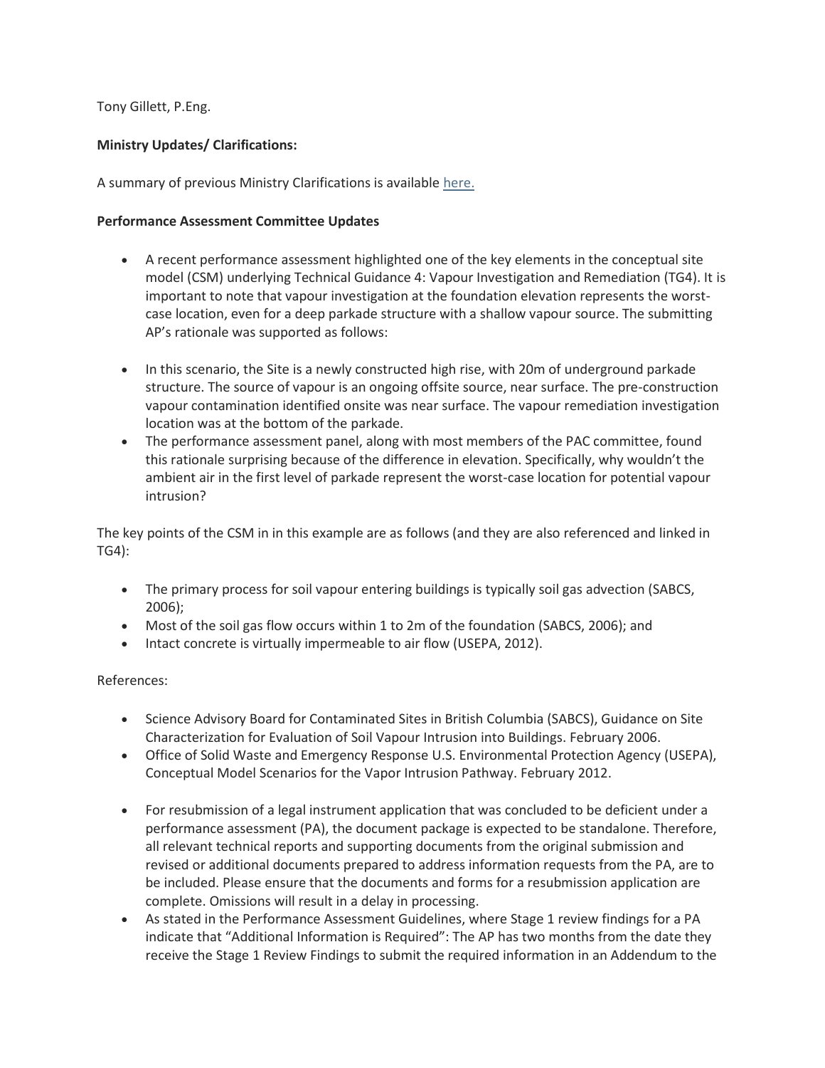Tony Gillett, P.Eng.

**Ministry Updates/ Clarifications:**

A summary of previous Ministry Clarifications is available here.

**Performance Assessment Committee Updates**

- A recent performance assessment highlighted one of the key elements in the conceptual site model (CSM) underlying Technical Guidance 4: Vapour Investigation and Remediation (TG4). It is important to note that vapour investigation at the foundation elevation represents the worst-case location, even for a deep parkade structure with a shallow vapour source. The submitting AP's rationale was supported as follows:
- In this scenario, the Site is a newly constructed high rise, with 20m of underground parkade structure. The source of vapour is an ongoing offsite source, near surface. The pre-construction vapour contamination identified onsite was near surface. The vapour remediation investigation location was at the bottom of the parkade.
- The performance assessment panel, along with most members of the PAC committee, found this rationale surprising because of the difference in elevation. Specifically, why wouldn't the ambient air in the first level of parkade represent the worst-case location for potential vapour intrusion?

The key points of the CSM in in this example are as follows (and they are also referenced and linked in TG4):

- The primary process for soil vapour entering buildings is typically soil gas advection (SABCS, 2006);
- Most of the soil gas flow occurs within 1 to 2m of the foundation (SABCS, 2006); and
- Intact concrete is virtually impermeable to air flow (USEPA, 2012).

References:

- Science Advisory Board for Contaminated Sites in British Columbia (SABCS), Guidance on Site Characterization for Evaluation of Soil Vapour Intrusion into Buildings. February 2006.
- Office of Solid Waste and Emergency Response U.S. Environmental Protection Agency (USEPA), Conceptual Model Scenarios for the Vapor Intrusion Pathway. February 2012.

- For resubmission of a legal instrument application that was concluded to be deficient under a performance assessment (PA), the document package is expected to be standalone. Therefore, all relevant technical reports and supporting documents from the original submission and revised or additional documents prepared to address information requests from the PA, are to be included. Please ensure that the documents and forms for a resubmission application are complete. Omissions will result in a delay in processing.
- As stated in the Performance Assessment Guidelines, where Stage 1 review findings for a PA indicate that "Additional Information is Required": The AP has two months from the date they receive the Stage 1 Review Findings to submit the required information in an Addendum to the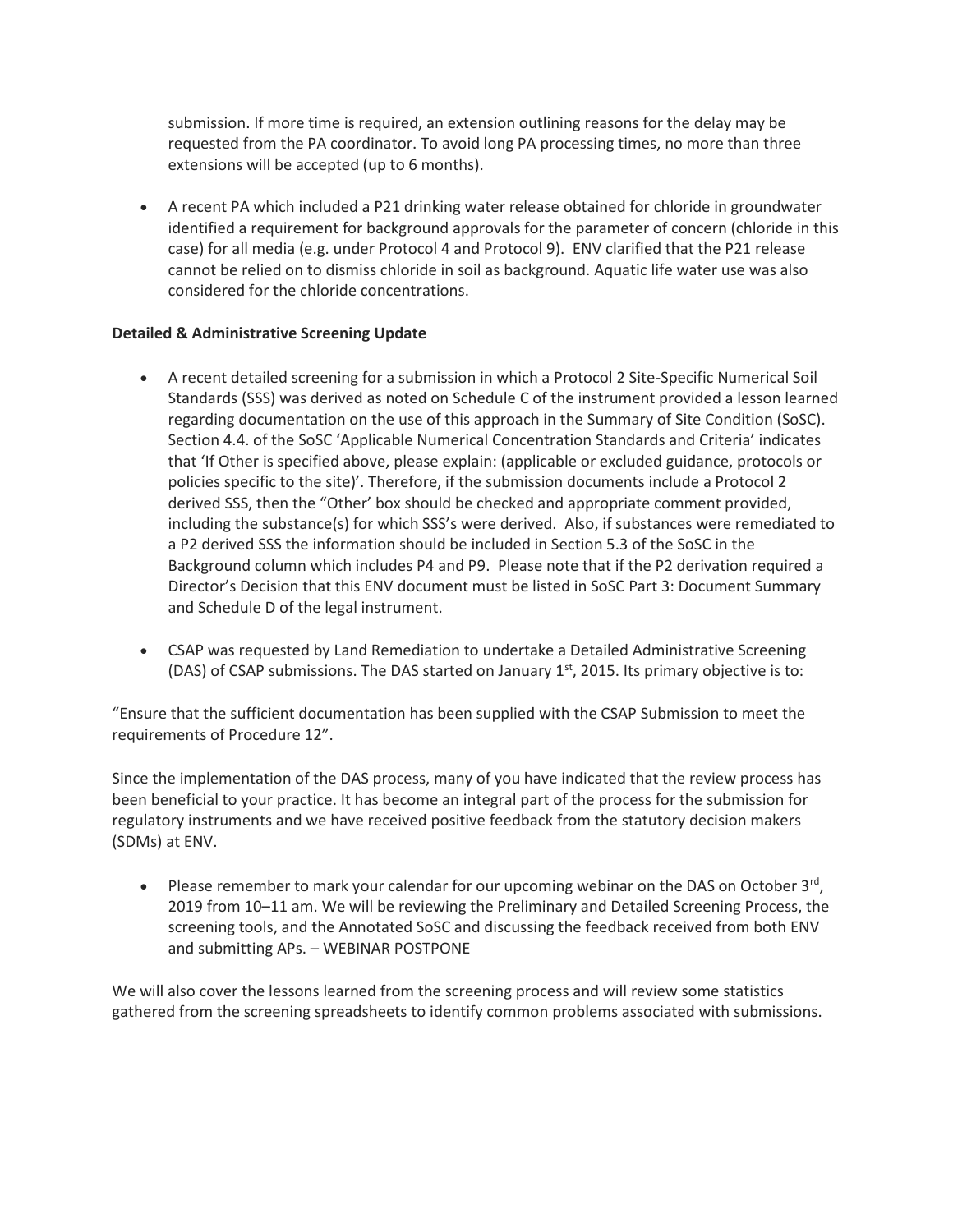submission. If more time is required, an extension outlining reasons for the delay may be requested from the PA coordinator. To avoid long PA processing times, no more than three extensions will be accepted (up to 6 months).

- A recent PA which included a P21 drinking water release obtained for chloride in groundwater identified a requirement for background approvals for the parameter of concern (chloride in this case) for all media (e.g. under Protocol 4 and Protocol 9). ENV clarified that the P21 release cannot be relied on to dismiss chloride in soil as background. Aquatic life water use was also considered for the chloride concentrations.

**Detailed & Administrative Screening Update**

- A recent detailed screening for a submission in which a Protocol 2 Site-Specific Numerical Soil Standards (SSS) was derived as noted on Schedule C of the instrument provided a lesson learned regarding documentation on the use of this approach in the Summary of Site Condition (SoSC). Section 4.4. of the SoSC 'Applicable Numerical Concentration Standards and Criteria' indicates that 'If Other is specified above, please explain: (applicable or excluded guidance, protocols or policies specific to the site)'. Therefore, if the submission documents include a Protocol 2 derived SSS, then the "Other" box should be checked and appropriate comment provided, including the substance(s) for which SSS's were derived. Also, if substances were remediated to a P2 derived SSS the information should be included in Section 5.3 of the SoSC in the Background column which includes P4 and P9. Please note that if the P2 derivation required a Director's Decision that this ENV document must be listed in SoSC Part 3: Document Summary and Schedule D of the legal instrument.

- CSAP was requested by Land Remediation to undertake a Detailed Administrative Screening (DAS) of CSAP submissions. The DAS started on January 1st, 2015. Its primary objective is to:

"Ensure that the sufficient documentation has been supplied with the CSAP Submission to meet the requirements of Procedure 12".

Since the implementation of the DAS process, many of you have indicated that the review process has been beneficial to your practice. It has become an integral part of the process for the submission for regulatory instruments and we have received positive feedback from the statutory decision makers (SDMs) at ENV.

- Please remember to mark your calendar for our upcoming webinar on the DAS on October 3rd, 2019 from 10–11 am. We will be reviewing the Preliminary and Detailed Screening Process, the screening tools, and the Annotated SoSC and discussing the feedback received from both ENV and submitting APs. – WEBINAR POSTPONE

We will also cover the lessons learned from the screening process and will review some statistics gathered from the screening spreadsheets to identify common problems associated with submissions.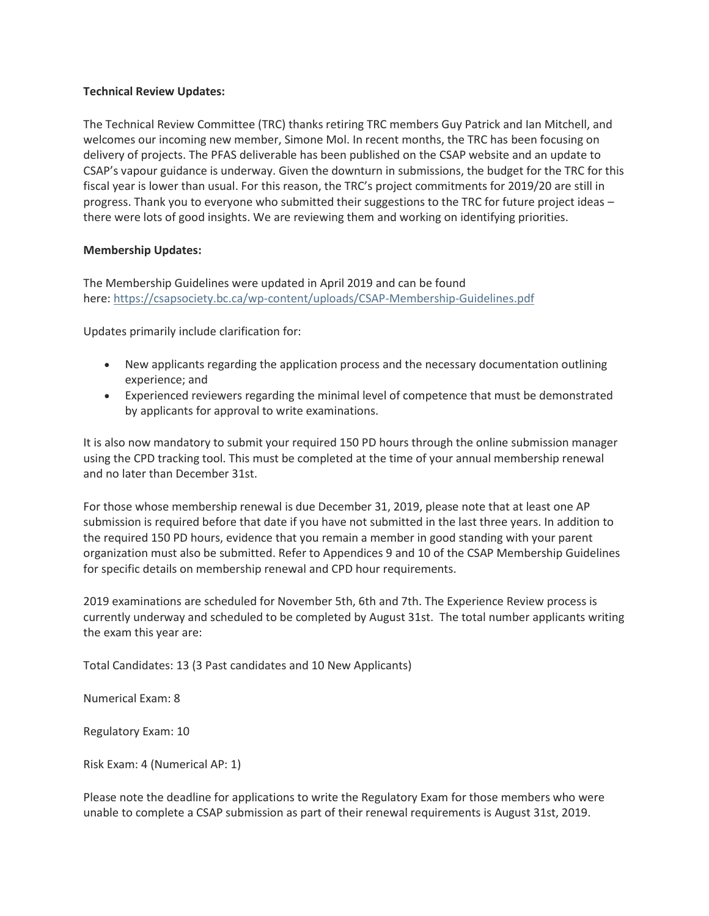**Technical Review Updates:**

The Technical Review Committee (TRC) thanks retiring TRC members Guy Patrick and Ian Mitchell, and welcomes our incoming new member, Simone Mol. In recent months, the TRC has been focusing on delivery of projects. The PFAS deliverable has been published on the CSAP website and an update to CSAP's vapour guidance is underway. Given the downturn in submissions, the budget for the TRC for this fiscal year is lower than usual. For this reason, the TRC's project commitments for 2019/20 are still in progress. Thank you to everyone who submitted their suggestions to the TRC for future project ideas – there were lots of good insights. We are reviewing them and working on identifying priorities.

**Membership Updates:**

The Membership Guidelines were updated in April 2019 and can be found here: https://csapsociety.bc.ca/wp-content/uploads/CSAP-Membership-Guidelines.pdf

Updates primarily include clarification for:

- New applicants regarding the application process and the necessary documentation outlining experience; and
- Experienced reviewers regarding the minimal level of competence that must be demonstrated by applicants for approval to write examinations.

It is also now mandatory to submit your required 150 PD hours through the online submission manager using the CPD tracking tool. This must be completed at the time of your annual membership renewal and no later than December 31st.

For those whose membership renewal is due December 31, 2019, please note that at least one AP submission is required before that date if you have not submitted in the last three years. In addition to the required 150 PD hours, evidence that you remain a member in good standing with your parent organization must also be submitted. Refer to Appendices 9 and 10 of the CSAP Membership Guidelines for specific details on membership renewal and CPD hour requirements.

2019 examinations are scheduled for November 5th, 6th and 7th. The Experience Review process is currently underway and scheduled to be completed by August 31st. The total number applicants writing the exam this year are:

Total Candidates: 13 (3 Past candidates and 10 New Applicants)

Numerical Exam: 8

Regulatory Exam: 10

Risk Exam: 4 (Numerical AP: 1)

Please note the deadline for applications to write the Regulatory Exam for those members who were unable to complete a CSAP submission as part of their renewal requirements is August 31st, 2019.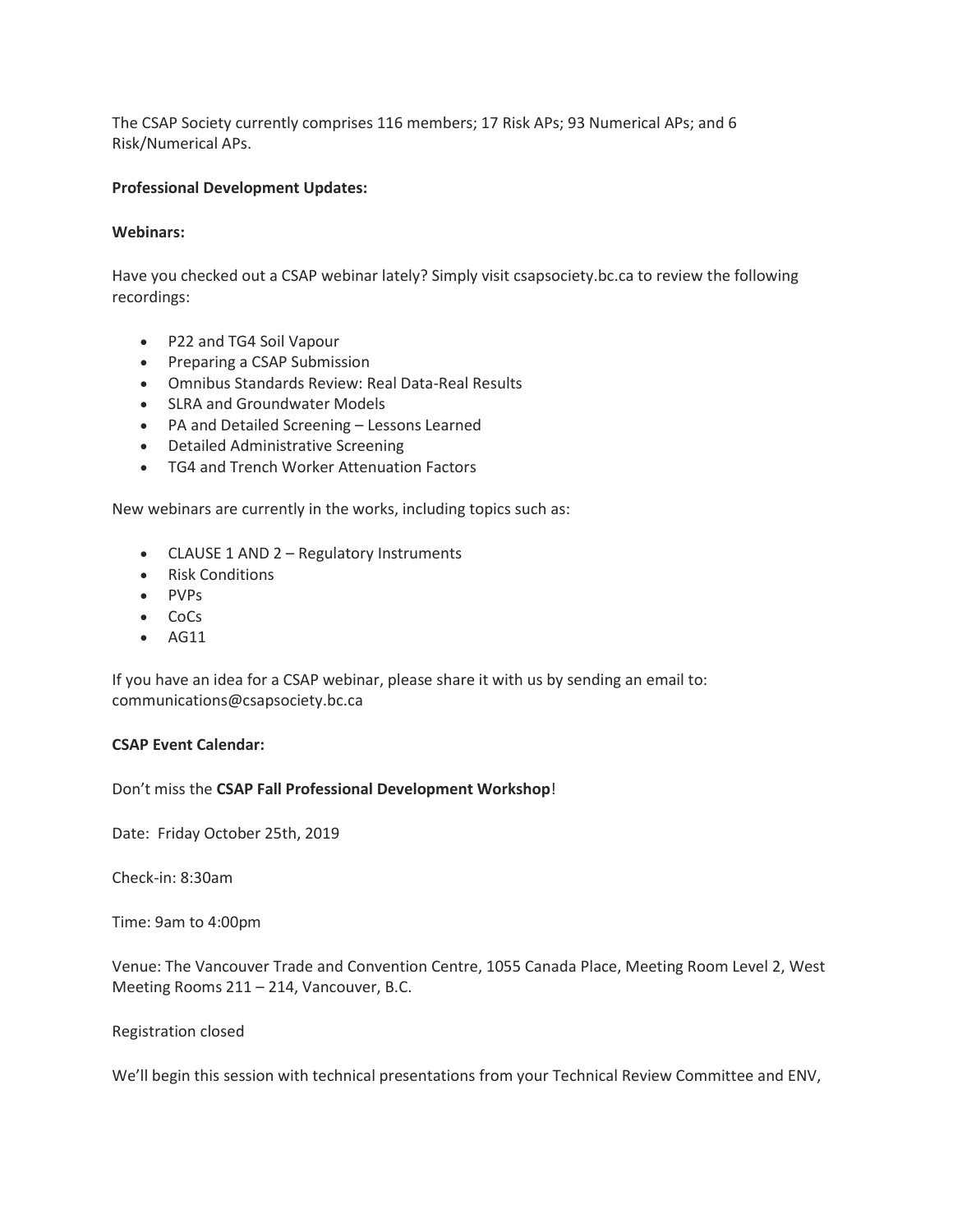The CSAP Society currently comprises 116 members; 17 Risk APs; 93 Numerical APs; and 6 Risk/Numerical APs.

**Professional Development Updates:**

**Webinars:**

Have you checked out a CSAP webinar lately? Simply visit csapsociety.bc.ca to review the following recordings:

- P22 and TG4 Soil Vapour
- Preparing a CSAP Submission
- Omnibus Standards Review: Real Data-Real Results
- SLRA and Groundwater Models
- PA and Detailed Screening – Lessons Learned
- Detailed Administrative Screening
- TG4 and Trench Worker Attenuation Factors

New webinars are currently in the works, including topics such as:

- CLAUSE 1 AND 2 – Regulatory Instruments
- Risk Conditions
- PVPs
- CoCs
- AG11

If you have an idea for a CSAP webinar, please share it with us by sending an email to: communications@csapsociety.bc.ca

**CSAP Event Calendar:**

Don't miss the **CSAP Fall Professional Development Workshop**!

Date: Friday October 25th, 2019

Check-in: 8:30am

Time: 9am to 4:00pm

Venue: The Vancouver Trade and Convention Centre, 1055 Canada Place, Meeting Room Level 2, West Meeting Rooms 211 – 214, Vancouver, B.C.

Registration closed

We'll begin this session with technical presentations from your Technical Review Committee and ENV,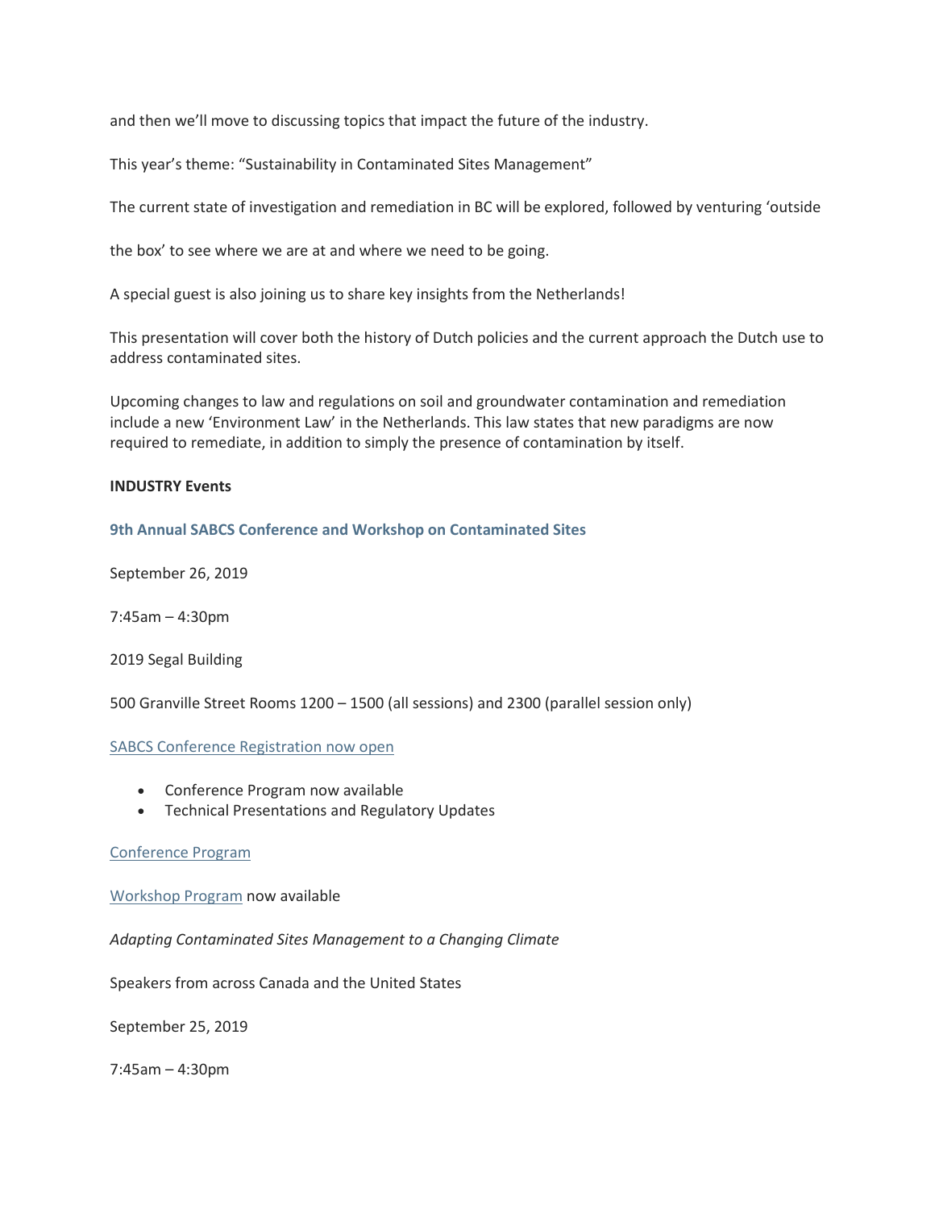and then we'll move to discussing topics that impact the future of the industry.

This year's theme: "Sustainability in Contaminated Sites Management"

The current state of investigation and remediation in BC will be explored, followed by venturing 'outside the box' to see where we are at and where we need to be going.

A special guest is also joining us to share key insights from the Netherlands!

This presentation will cover both the history of Dutch policies and the current approach the Dutch use to address contaminated sites.

Upcoming changes to law and regulations on soil and groundwater contamination and remediation include a new 'Environment Law' in the Netherlands. This law states that new paradigms are now required to remediate, in addition to simply the presence of contamination by itself.

**INDUSTRY Events**

**9th Annual SABCS Conference and Workshop on Contaminated Sites**

September 26, 2019

7:45am – 4:30pm

2019 Segal Building

500 Granville Street Rooms 1200 – 1500 (all sessions) and 2300 (parallel session only)

SABCS Conference Registration now open

- Conference Program now available
- Technical Presentations and Regulatory Updates

Conference Program

Workshop Program now available

*Adapting Contaminated Sites Management to a Changing Climate*

Speakers from across Canada and the United States

September 25, 2019

7:45am – 4:30pm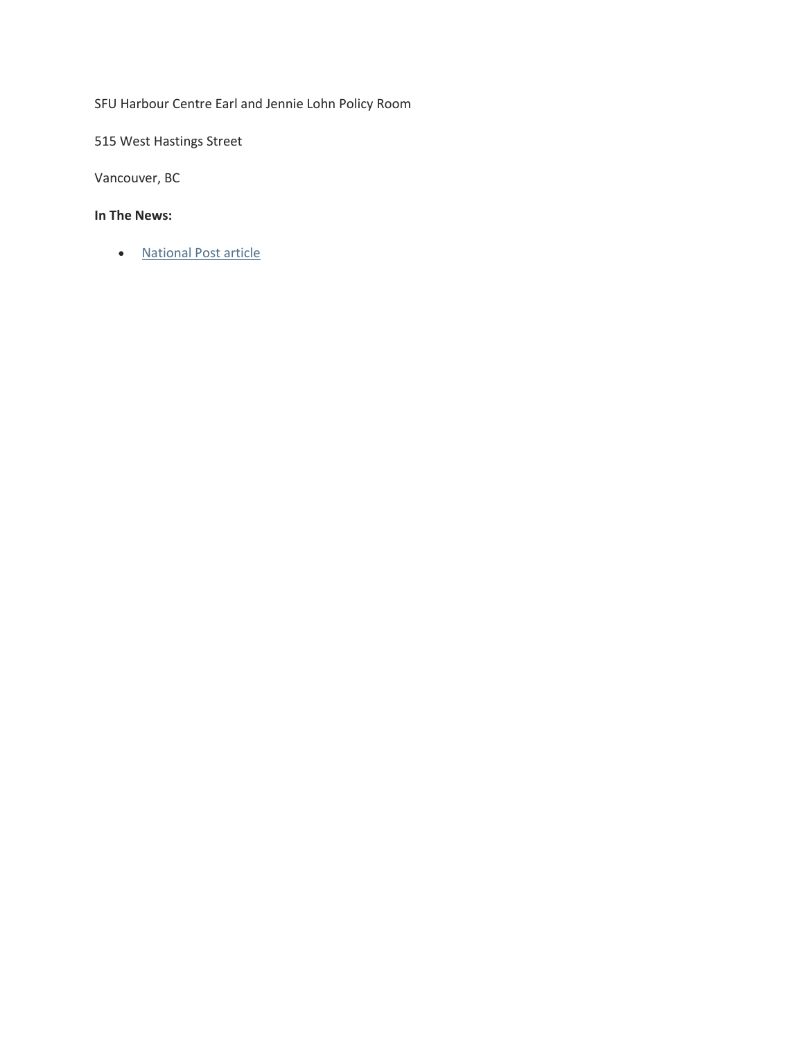SFU Harbour Centre Earl and Jennie Lohn Policy Room

515 West Hastings Street

Vancouver, BC

**In The News:**

- National Post article